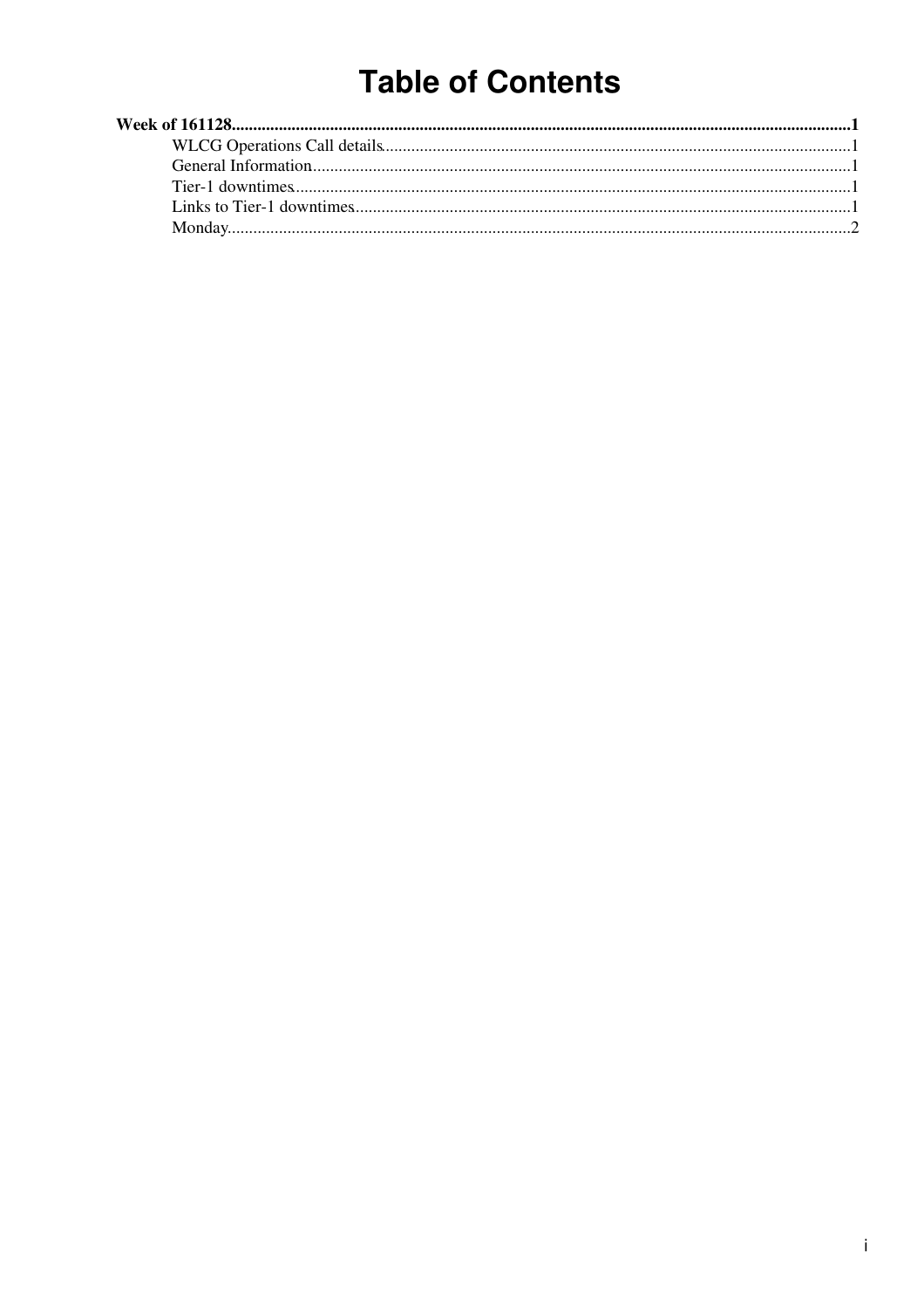# Table of Contents

**Week of 161128**.....1

- WLCG Operations Call details.....1
- General Information.....1
- Tier-1 downtimes.....1
- Links to Tier-1 downtimes.....1
- Monday.....2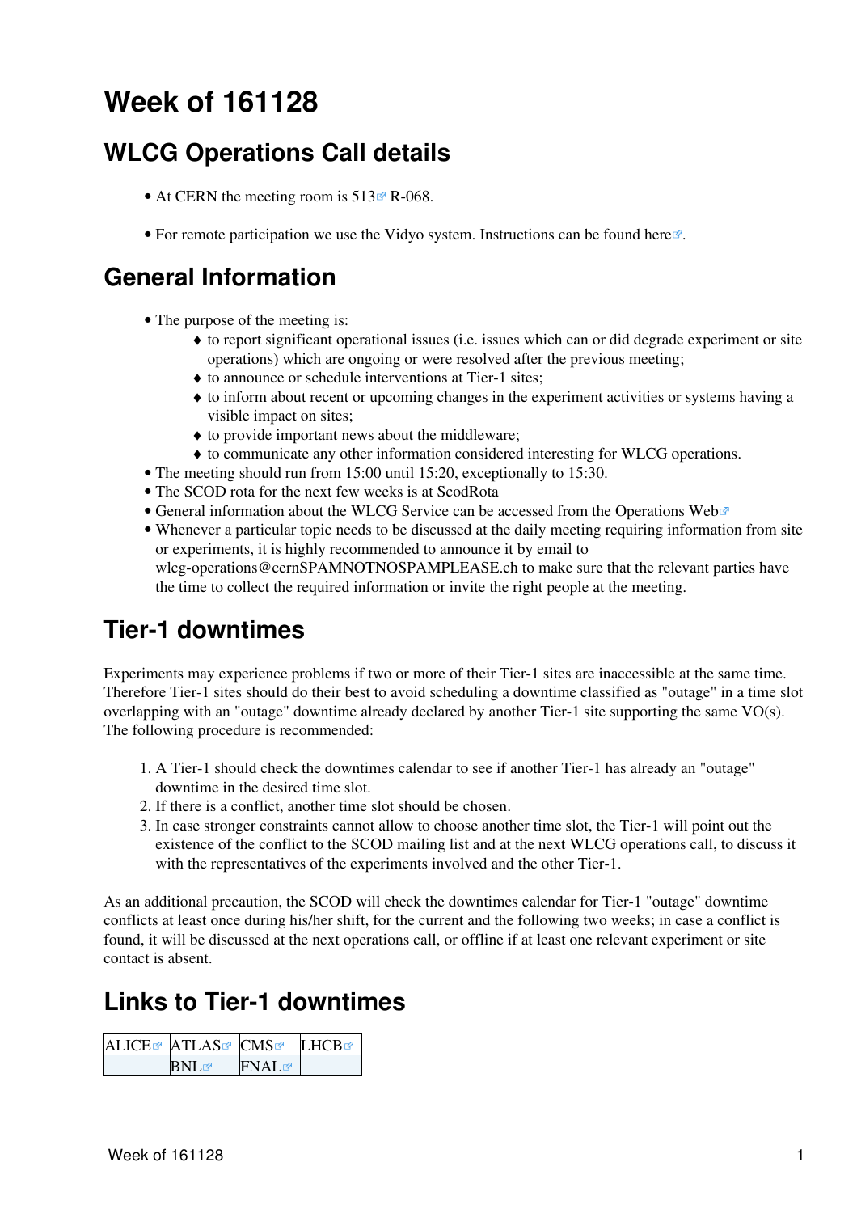# Week of 161128

## WLCG Operations Call details

- At CERN the meeting room is 513 R-068.
- For remote participation we use the Vidyo system. Instructions can be found here.

## General Information

- The purpose of the meeting is:
    - to report significant operational issues (i.e. issues which can or did degrade experiment or site operations) which are ongoing or were resolved after the previous meeting;
    - to announce or schedule interventions at Tier-1 sites;
    - to inform about recent or upcoming changes in the experiment activities or systems having a visible impact on sites;
    - to provide important news about the middleware;
    - to communicate any other information considered interesting for WLCG operations.
- The meeting should run from 15:00 until 15:20, exceptionally to 15:30.
- The SCOD rota for the next few weeks is at ScodRota
- General information about the WLCG Service can be accessed from the Operations Web
- Whenever a particular topic needs to be discussed at the daily meeting requiring information from site or experiments, it is highly recommended to announce it by email to wlcg-operations@cernSPAMNOTNOSPAMPLEASE.ch to make sure that the relevant parties have the time to collect the required information or invite the right people at the meeting.

## Tier-1 downtimes

Experiments may experience problems if two or more of their Tier-1 sites are inaccessible at the same time. Therefore Tier-1 sites should do their best to avoid scheduling a downtime classified as "outage" in a time slot overlapping with an "outage" downtime already declared by another Tier-1 site supporting the same VO(s). The following procedure is recommended:

1. A Tier-1 should check the downtimes calendar to see if another Tier-1 has already an "outage" downtime in the desired time slot.
2. If there is a conflict, another time slot should be chosen.
3. In case stronger constraints cannot allow to choose another time slot, the Tier-1 will point out the existence of the conflict to the SCOD mailing list and at the next WLCG operations call, to discuss it with the representatives of the experiments involved and the other Tier-1.

As an additional precaution, the SCOD will check the downtimes calendar for Tier-1 "outage" downtime conflicts at least once during his/her shift, for the current and the following two weeks; in case a conflict is found, it will be discussed at the next operations call, or offline if at least one relevant experiment or site contact is absent.

## Links to Tier-1 downtimes

| ALICE | ATLAS | CMS | LHCB |
|---|---|---|---|
| | BNL | FNAL | |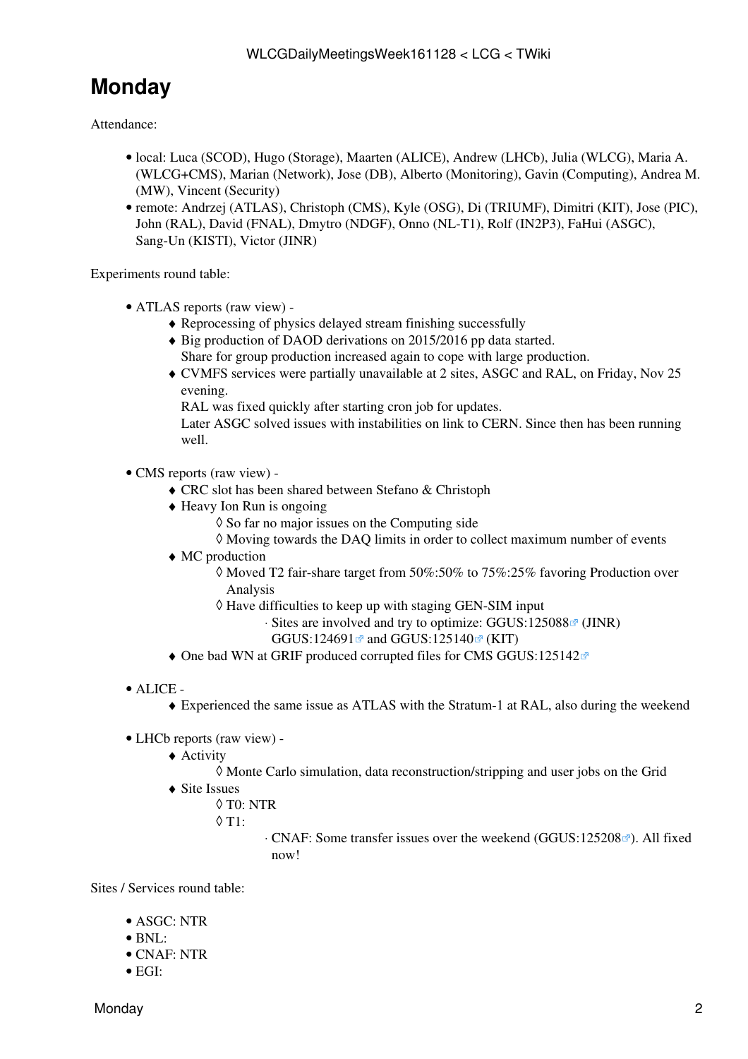# Monday

Attendance:

- local: Luca (SCOD), Hugo (Storage), Maarten (ALICE), Andrew (LHCb), Julia (WLCG), Maria A. (WLCG+CMS), Marian (Network), Jose (DB), Alberto (Monitoring), Gavin (Computing), Andrea M. (MW), Vincent (Security)
- remote: Andrzej (ATLAS), Christoph (CMS), Kyle (OSG), Di (TRIUMF), Dimitri (KIT), Jose (PIC), John (RAL), David (FNAL), Dmytro (NDGF), Onno (NL-T1), Rolf (IN2P3), FaHui (ASGC), Sang-Un (KISTI), Victor (JINR)

Experiments round table:

- ATLAS reports (raw view) -
    - Reprocessing of physics delayed stream finishing successfully
    - Big production of DAOD derivations on 2015/2016 pp data started.
      Share for group production increased again to cope with large production.
    - CVMFS services were partially unavailable at 2 sites, ASGC and RAL, on Friday, Nov 25 evening.
      RAL was fixed quickly after starting cron job for updates.
      Later ASGC solved issues with instabilities on link to CERN. Since then has been running well.

- CMS reports (raw view) -
    - CRC slot has been shared between Stefano & Christoph
    - Heavy Ion Run is ongoing
        - So far no major issues on the Computing side
        - Moving towards the DAQ limits in order to collect maximum number of events
    - MC production
        - Moved T2 fair-share target from 50%:50% to 75%:25% favoring Production over Analysis
        - Have difficulties to keep up with staging GEN-SIM input
            - Sites are involved and try to optimize: GGUS:125088 (JINR) GGUS:124691 and GGUS:125140 (KIT)
    - One bad WN at GRIF produced corrupted files for CMS GGUS:125142

- ALICE -
    - Experienced the same issue as ATLAS with the Stratum-1 at RAL, also during the weekend

- LHCb reports (raw view) -
    - Activity
        - Monte Carlo simulation, data reconstruction/stripping and user jobs on the Grid
    - Site Issues
        - T0: NTR
        - T1:
            - CNAF: Some transfer issues over the weekend (GGUS:125208). All fixed now!

Sites / Services round table:

- ASGC: NTR
- BNL:
- CNAF: NTR
- EGI: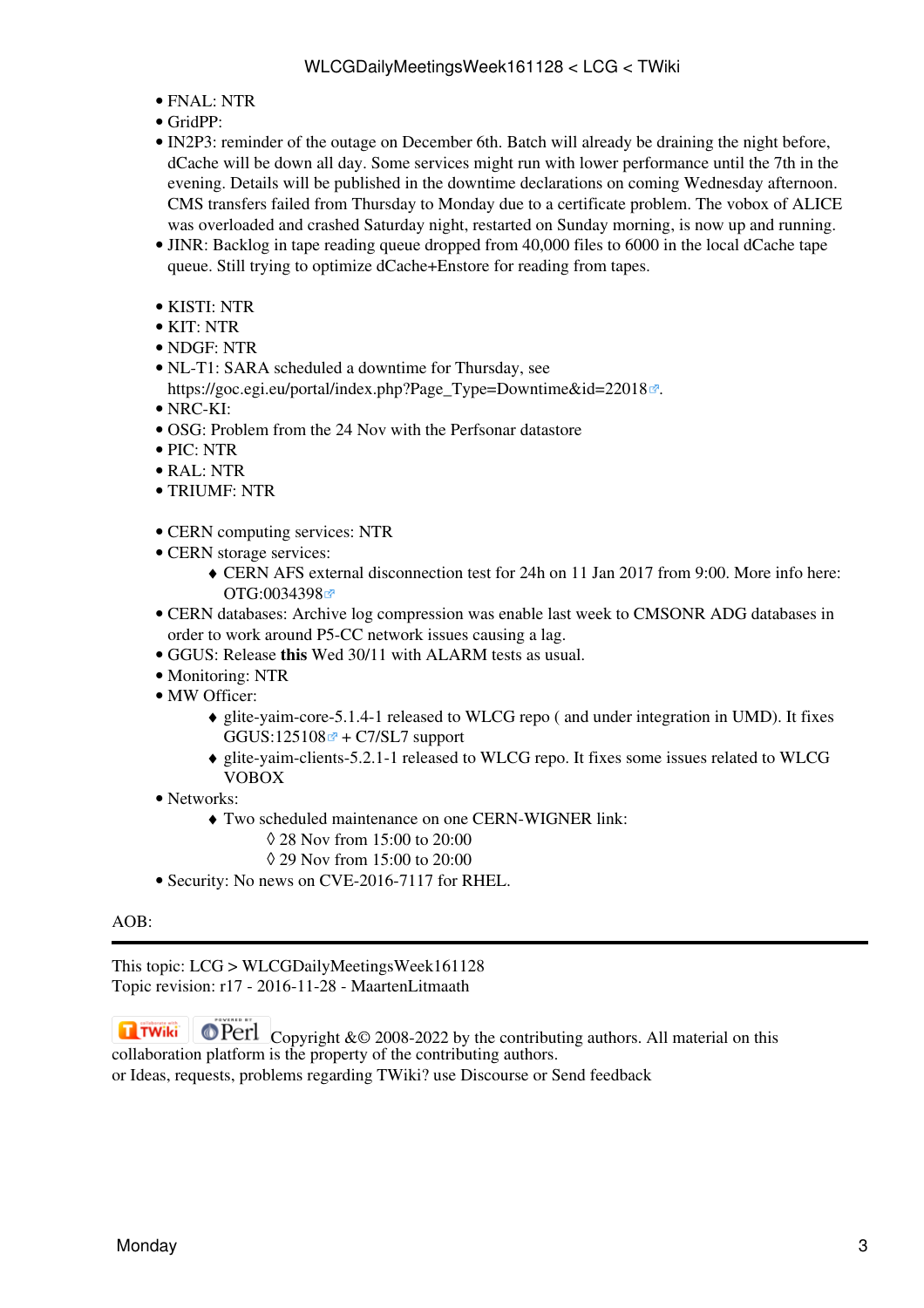- FNAL: NTR
- GridPP:
- IN2P3: reminder of the outage on December 6th. Batch will already be draining the night before, dCache will be down all day. Some services might run with lower performance until the 7th in the evening. Details will be published in the downtime declarations on coming Wednesday afternoon. CMS transfers failed from Thursday to Monday due to a certificate problem. The vobox of ALICE was overloaded and crashed Saturday night, restarted on Sunday morning, is now up and running.
- JINR: Backlog in tape reading queue dropped from 40,000 files to 6000 in the local dCache tape queue. Still trying to optimize dCache+Enstore for reading from tapes.

- KISTI: NTR
- KIT: NTR
- NDGF: NTR
- NL-T1: SARA scheduled a downtime for Thursday, see https://goc.egi.eu/portal/index.php?Page_Type=Downtime&id=22018.
- NRC-KI:
- OSG: Problem from the 24 Nov with the Perfsonar datastore
- PIC: NTR
- RAL: NTR
- TRIUMF: NTR

- CERN computing services: NTR
- CERN storage services:
    - CERN AFS external disconnection test for 24h on 11 Jan 2017 from 9:00. More info here: OTG:0034398
- CERN databases: Archive log compression was enable last week to CMSONR ADG databases in order to work around P5-CC network issues causing a lag.
- GGUS: Release **this** Wed 30/11 with ALARM tests as usual.
- Monitoring: NTR
- MW Officer:
    - glite-yaim-core-5.1.4-1 released to WLCG repo ( and under integration in UMD). It fixes GGUS:125108 + C7/SL7 support
    - glite-yaim-clients-5.2.1-1 released to WLCG repo. It fixes some issues related to WLCG VOBOX
- Networks:
    - Two scheduled maintenance on one CERN-WIGNER link:
        - 28 Nov from 15:00 to 20:00
        - 29 Nov from 15:00 to 20:00
- Security: No news on CVE-2016-7117 for RHEL.

AOB:

---

This topic: LCG > WLCGDailyMeetingsWeek161128
Topic revision: r17 - 2016-11-28 - MaartenLitmaath

Copyright &© 2008-2022 by the contributing authors. All material on this collaboration platform is the property of the contributing authors.
or Ideas, requests, problems regarding TWiki? use Discourse or Send feedback